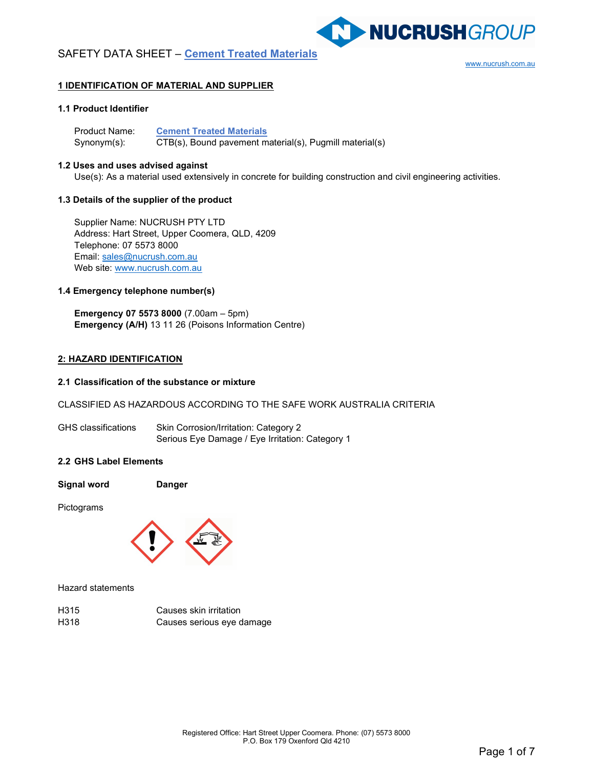# SAFETY DATA SHEET – Cement Treated Materials

www.nucrush.com.au

## 1 IDENTIFICATION OF MATERIAL AND SUPPLIER

### 1.1 Product Identifier

Product Name: **Cement Treated Materials**
Synonym(s): CTB(s), Bound pavement material(s), Pugmill material(s)

### 1.2 Uses and uses advised against

Use(s): As a material used extensively in concrete for building construction and civil engineering activities.

### 1.3 Details of the supplier of the product

Supplier Name: NUCRUSH PTY LTD
Address: Hart Street, Upper Coomera, QLD, 4209
Telephone: 07 5573 8000
Email: sales@nucrush.com.au
Web site: www.nucrush.com.au

### 1.4 Emergency telephone number(s)

**Emergency 07 5573 8000** (7.00am – 5pm)
**Emergency (A/H)** 13 11 26 (Poisons Information Centre)

## 2: HAZARD IDENTIFICATION

### 2.1 Classification of the substance or mixture

CLASSIFIED AS HAZARDOUS ACCORDING TO THE SAFE WORK AUSTRALIA CRITERIA

GHS classifications: Skin Corrosion/Irritation: Category 2
Serious Eye Damage / Eye Irritation: Category 1

### 2.2 GHS Label Elements

**Signal word** **Danger**

Pictograms

Hazard statements

| | |
|---|---|
| H315 | Causes skin irritation |
| H318 | Causes serious eye damage |

Registered Office: Hart Street Upper Coomera. Phone: (07) 5573 8000
P.O. Box 179 Oxenford Qld 4210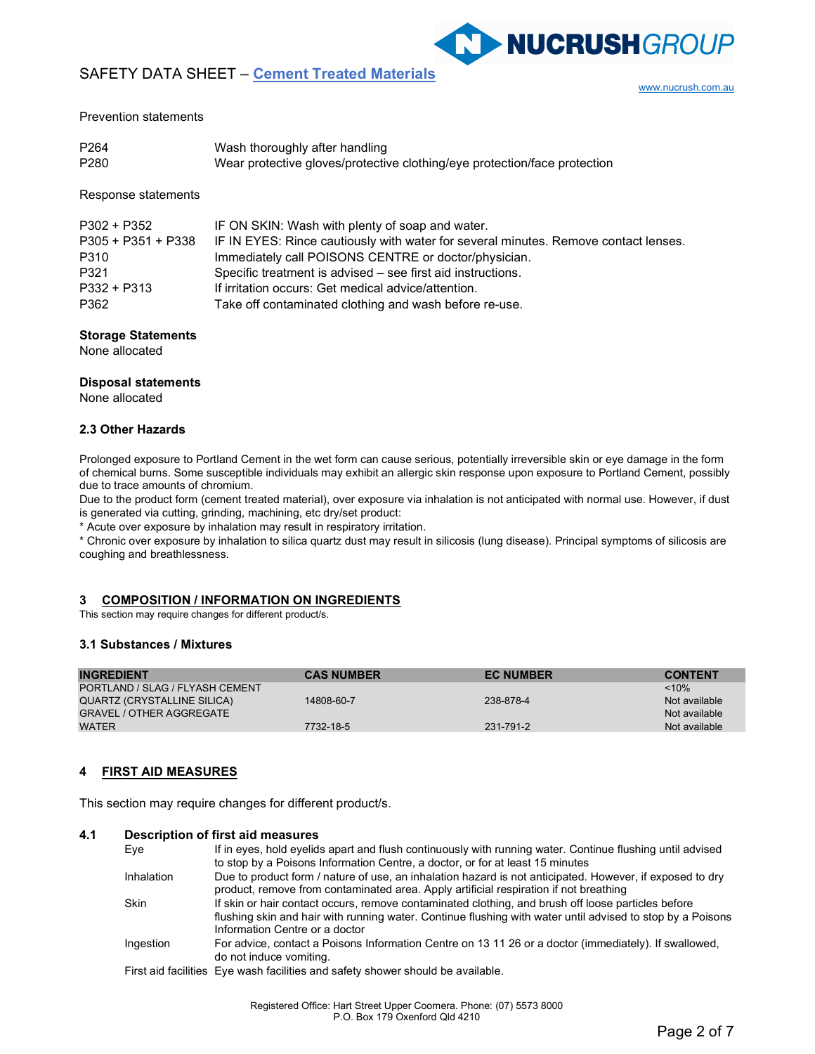Prevention statements

| | |
|---|---|
| P264 | Wash thoroughly after handling |
| P280 | Wear protective gloves/protective clothing/eye protection/face protection |

Response statements

| | |
|---|---|
| P302 + P352 | IF ON SKIN: Wash with plenty of soap and water. |
| P305 + P351 + P338 | IF IN EYES: Rince cautiously with water for several minutes. Remove contact lenses. |
| P310 | Immediately call POISONS CENTRE or doctor/physician. |
| P321 | Specific treatment is advised – see first aid instructions. |
| P332 + P313 | If irritation occurs: Get medical advice/attention. |
| P362 | Take off contaminated clothing and wash before re-use. |

**Storage Statements**
None allocated

**Disposal statements**
None allocated

### 2.3 Other Hazards

Prolonged exposure to Portland Cement in the wet form can cause serious, potentially irreversible skin or eye damage in the form of chemical burns. Some susceptible individuals may exhibit an allergic skin response upon exposure to Portland Cement, possibly due to trace amounts of chromium.
Due to the product form (cement treated material), over exposure via inhalation is not anticipated with normal use. However, if dust is generated via cutting, grinding, machining, etc dry/set product:
* Acute over exposure by inhalation may result in respiratory irritation.
* Chronic over exposure by inhalation to silica quartz dust may result in silicosis (lung disease). Principal symptoms of silicosis are coughing and breathlessness.

## 3 COMPOSITION / INFORMATION ON INGREDIENTS

This section may require changes for different product/s.

### 3.1 Substances / Mixtures

| INGREDIENT | CAS NUMBER | EC NUMBER | CONTENT |
|---|---|---|---|
| PORTLAND / SLAG / FLYASH CEMENT | | | <10% |
| QUARTZ (CRYSTALLINE SILICA) | 14808-60-7 | 238-878-4 | Not available |
| GRAVEL / OTHER AGGREGATE | | | Not available |
| WATER | 7732-18-5 | 231-791-2 | Not available |

## 4 FIRST AID MEASURES

This section may require changes for different product/s.

### 4.1 Description of first aid measures

| | |
|---|---|
| Eye | If in eyes, hold eyelids apart and flush continuously with running water. Continue flushing until advised to stop by a Poisons Information Centre, a doctor, or for at least 15 minutes |
| Inhalation | Due to product form / nature of use, an inhalation hazard is not anticipated. However, if exposed to dry product, remove from contaminated area. Apply artificial respiration if not breathing |
| Skin | If skin or hair contact occurs, remove contaminated clothing, and brush off loose particles before flushing skin and hair with running water. Continue flushing with water until advised to stop by a Poisons Information Centre or a doctor |
| Ingestion | For advice, contact a Poisons Information Centre on 13 11 26 or a doctor (immediately). If swallowed, do not induce vomiting. |
| First aid facilities | Eye wash facilities and safety shower should be available. |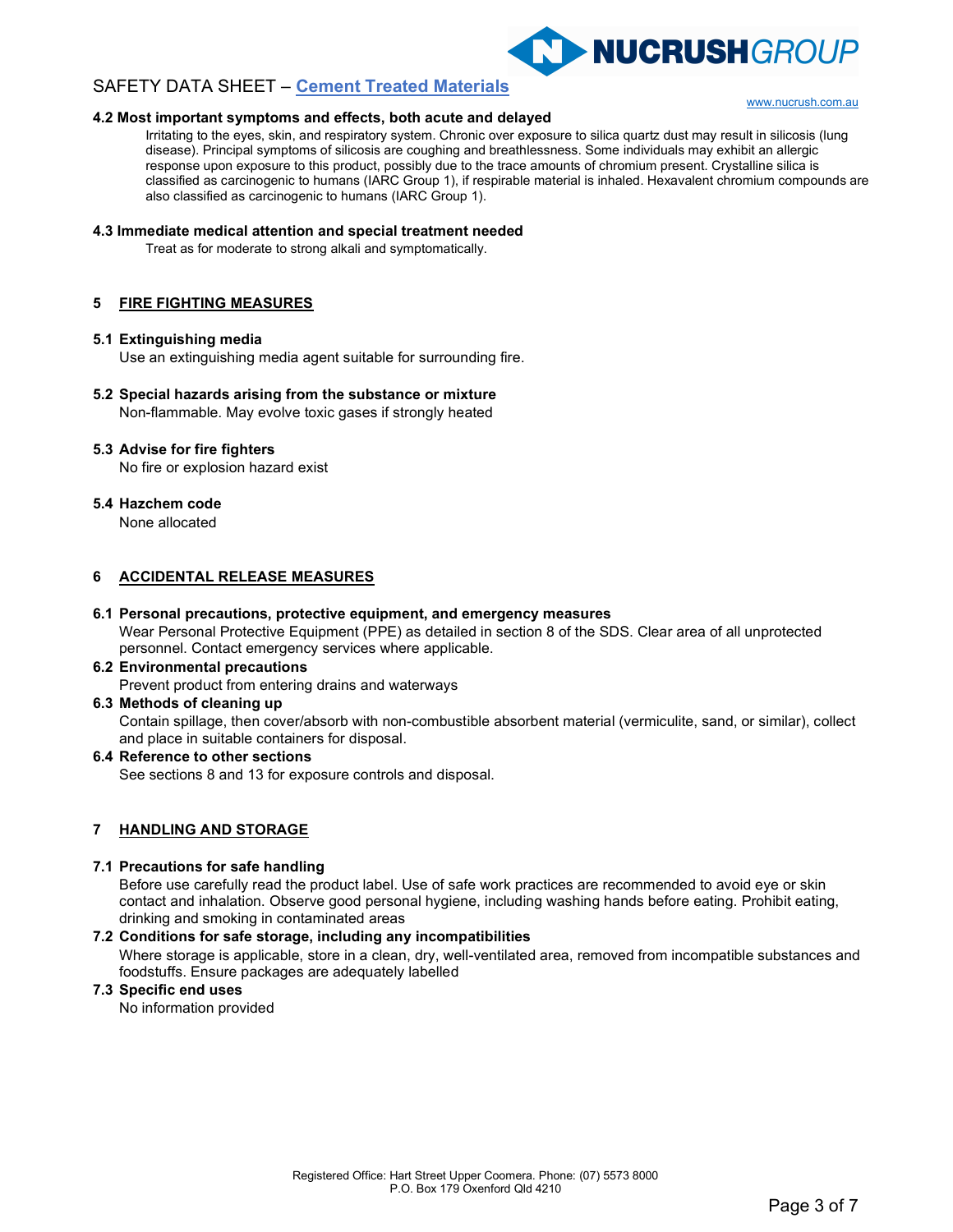#### 4.2 Most important symptoms and effects, both acute and delayed

Irritating to the eyes, skin, and respiratory system. Chronic over exposure to silica quartz dust may result in silicosis (lung disease). Principal symptoms of silicosis are coughing and breathlessness. Some individuals may exhibit an allergic response upon exposure to this product, possibly due to the trace amounts of chromium present. Crystalline silica is classified as carcinogenic to humans (IARC Group 1), if respirable material is inhaled. Hexavalent chromium compounds are also classified as carcinogenic to humans (IARC Group 1).

#### 4.3 Immediate medical attention and special treatment needed

Treat as for moderate to strong alkali and symptomatically.

## 5 FIRE FIGHTING MEASURES

#### 5.1 Extinguishing media

Use an extinguishing media agent suitable for surrounding fire.

#### 5.2 Special hazards arising from the substance or mixture

Non-flammable. May evolve toxic gases if strongly heated

#### 5.3 Advise for fire fighters

No fire or explosion hazard exist

#### 5.4 Hazchem code

None allocated

## 6 ACCIDENTAL RELEASE MEASURES

#### 6.1 Personal precautions, protective equipment, and emergency measures

Wear Personal Protective Equipment (PPE) as detailed in section 8 of the SDS. Clear area of all unprotected personnel. Contact emergency services where applicable.

#### 6.2 Environmental precautions

Prevent product from entering drains and waterways

#### 6.3 Methods of cleaning up

Contain spillage, then cover/absorb with non-combustible absorbent material (vermiculite, sand, or similar), collect and place in suitable containers for disposal.

#### 6.4 Reference to other sections

See sections 8 and 13 for exposure controls and disposal.

## 7 HANDLING AND STORAGE

#### 7.1 Precautions for safe handling

Before use carefully read the product label. Use of safe work practices are recommended to avoid eye or skin contact and inhalation. Observe good personal hygiene, including washing hands before eating. Prohibit eating, drinking and smoking in contaminated areas

#### 7.2 Conditions for safe storage, including any incompatibilities

Where storage is applicable, store in a clean, dry, well-ventilated area, removed from incompatible substances and foodstuffs. Ensure packages are adequately labelled

#### 7.3 Specific end uses

No information provided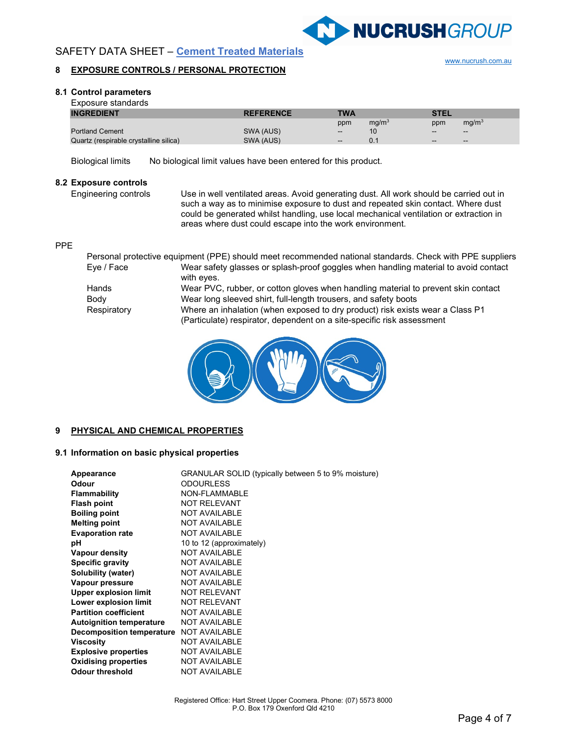SAFETY DATA SHEET – Cement Treated Materials

## 8 EXPOSURE CONTROLS / PERSONAL PROTECTION

### 8.1 Control parameters

Exposure standards

| INGREDIENT | REFERENCE | TWA | | STEL | |
|---|---|---|---|---|---|
| | | ppm | $mg/m^3$ | ppm | $mg/m^3$ |
| Portland Cement | SWA (AUS) | -- | 10 | -- | -- |
| Quartz (respirable crystalline silica) | SWA (AUS) | -- | 0.1 | -- | -- |

Biological limits — No biological limit values have been entered for this product.

### 8.2 Exposure controls

**Engineering controls** — Use in well ventilated areas. Avoid generating dust. All work should be carried out in such a way as to minimise exposure to dust and repeated skin contact. Where dust could be generated whilst handling, use local mechanical ventilation or extraction in areas where dust could escape into the work environment.

**PPE**

Personal protective equipment (PPE) should meet recommended national standards. Check with PPE suppliers

- **Eye / Face** — Wear safety glasses or splash-proof goggles when handling material to avoid contact with eyes.
- **Hands** — Wear PVC, rubber, or cotton gloves when handling material to prevent skin contact
- **Body** — Wear long sleeved shirt, full-length trousers, and safety boots
- **Respiratory** — Where an inhalation (when exposed to dry product) risk exists wear a Class P1 (Particulate) respirator, dependent on a site-specific risk assessment

## 9 PHYSICAL AND CHEMICAL PROPERTIES

### 9.1 Information on basic physical properties

| | |
|---|---|
| **Appearance** | GRANULAR SOLID (typically between 5 to 9% moisture) |
| **Odour** | ODOURLESS |
| **Flammability** | NON-FLAMMABLE |
| **Flash point** | NOT RELEVANT |
| **Boiling point** | NOT AVAILABLE |
| **Melting point** | NOT AVAILABLE |
| **Evaporation rate** | NOT AVAILABLE |
| **pH** | 10 to 12 (approximately) |
| **Vapour density** | NOT AVAILABLE |
| **Specific gravity** | NOT AVAILABLE |
| **Solubility (water)** | NOT AVAILABLE |
| **Vapour pressure** | NOT AVAILABLE |
| **Upper explosion limit** | NOT RELEVANT |
| **Lower explosion limit** | NOT RELEVANT |
| **Partition coefficient** | NOT AVAILABLE |
| **Autoignition temperature** | NOT AVAILABLE |
| **Decomposition temperature** | NOT AVAILABLE |
| **Viscosity** | NOT AVAILABLE |
| **Explosive properties** | NOT AVAILABLE |
| **Oxidising properties** | NOT AVAILABLE |
| **Odour threshold** | NOT AVAILABLE |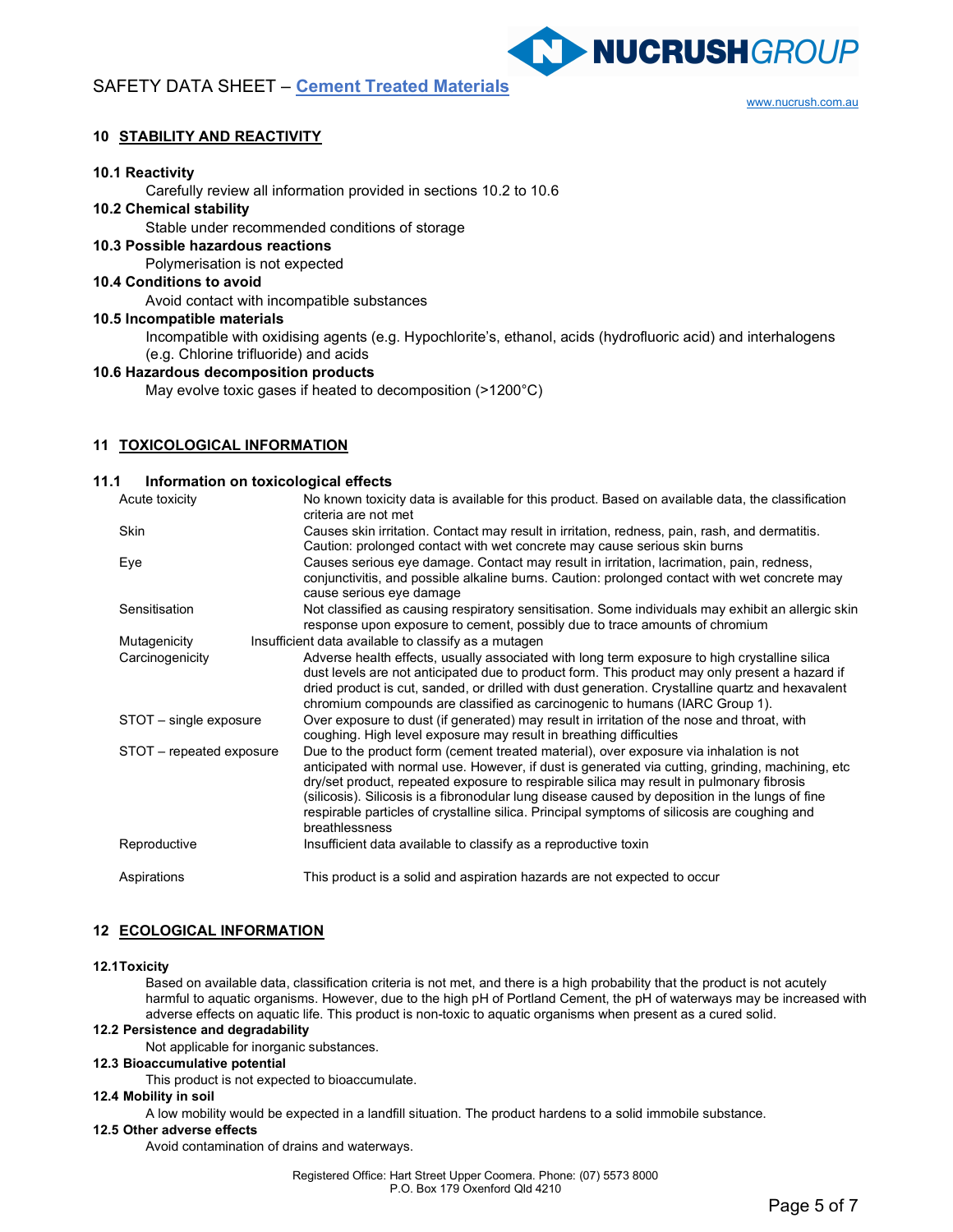## 10 STABILITY AND REACTIVITY

**10.1 Reactivity**

Carefully review all information provided in sections 10.2 to 10.6

**10.2 Chemical stability**

Stable under recommended conditions of storage

**10.3 Possible hazardous reactions**

Polymerisation is not expected

**10.4 Conditions to avoid**

Avoid contact with incompatible substances

**10.5 Incompatible materials**

Incompatible with oxidising agents (e.g. Hypochlorite's, ethanol, acids (hydrofluoric acid) and interhalogens (e.g. Chlorine trifluoride) and acids

**10.6 Hazardous decomposition products**

May evolve toxic gases if heated to decomposition (>1200°C)

## 11 TOXICOLOGICAL INFORMATION

### 11.1 Information on toxicological effects

| | |
|---|---|
| Acute toxicity | No known toxicity data is available for this product. Based on available data, the classification criteria are not met |
| Skin | Causes skin irritation. Contact may result in irritation, redness, pain, rash, and dermatitis. Caution: prolonged contact with wet concrete may cause serious skin burns |
| Eye | Causes serious eye damage. Contact may result in irritation, lacrimation, pain, redness, conjunctivitis, and possible alkaline burns. Caution: prolonged contact with wet concrete may cause serious eye damage |
| Sensitisation | Not classified as causing respiratory sensitisation. Some individuals may exhibit an allergic skin response upon exposure to cement, possibly due to trace amounts of chromium |
| Mutagenicity | Insufficient data available to classify as a mutagen |
| Carcinogenicity | Adverse health effects, usually associated with long term exposure to high crystalline silica dust levels are not anticipated due to product form. This product may only present a hazard if dried product is cut, sanded, or drilled with dust generation. Crystalline quartz and hexavalent chromium compounds are classified as carcinogenic to humans (IARC Group 1). |
| STOT – single exposure | Over exposure to dust (if generated) may result in irritation of the nose and throat, with coughing. High level exposure may result in breathing difficulties |
| STOT – repeated exposure | Due to the product form (cement treated material), over exposure via inhalation is not anticipated with normal use. However, if dust is generated via cutting, grinding, machining, etc dry/set product, repeated exposure to respirable silica may result in pulmonary fibrosis (silicosis). Silicosis is a fibronodular lung disease caused by deposition in the lungs of fine respirable particles of crystalline silica. Principal symptoms of silicosis are coughing and breathlessness |
| Reproductive | Insufficient data available to classify as a reproductive toxin |
| Aspirations | This product is a solid and aspiration hazards are not expected to occur |

## 12 ECOLOGICAL INFORMATION

**12.1Toxicity**

Based on available data, classification criteria is not met, and there is a high probability that the product is not acutely harmful to aquatic organisms. However, due to the high pH of Portland Cement, the pH of waterways may be increased with adverse effects on aquatic life. This product is non-toxic to aquatic organisms when present as a cured solid.

**12.2 Persistence and degradability**

Not applicable for inorganic substances.

**12.3 Bioaccumulative potential**

This product is not expected to bioaccumulate.

**12.4 Mobility in soil**

A low mobility would be expected in a landfill situation. The product hardens to a solid immobile substance.

**12.5 Other adverse effects**

Avoid contamination of drains and waterways.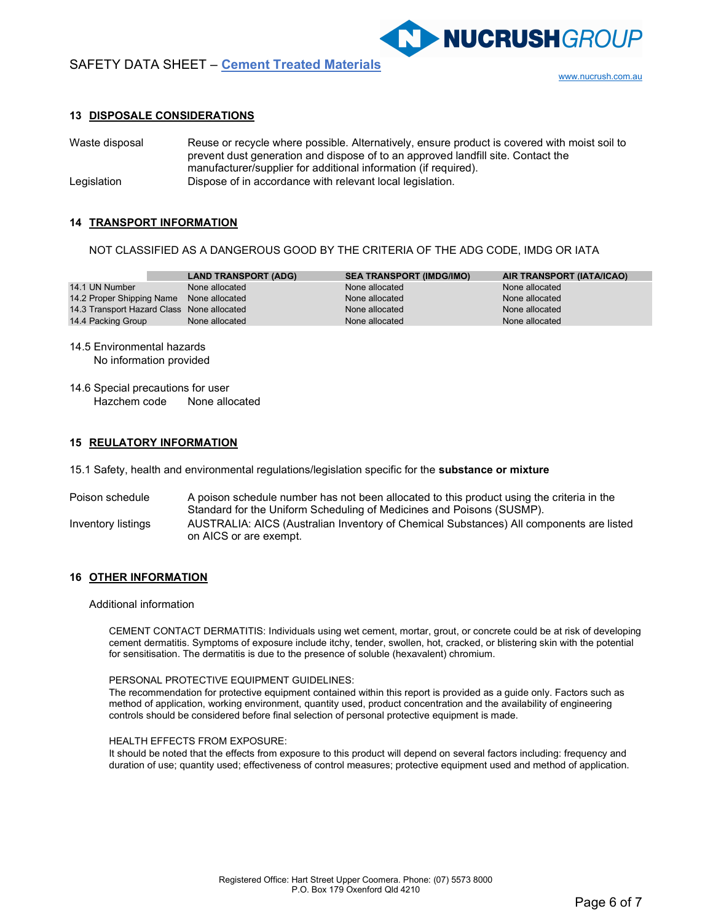## 13 DISPOSALE CONSIDERATIONS

Waste disposal: Reuse or recycle where possible. Alternatively, ensure product is covered with moist soil to prevent dust generation and dispose of to an approved landfill site. Contact the manufacturer/supplier for additional information (if required).

Legislation: Dispose of in accordance with relevant local legislation.

## 14 TRANSPORT INFORMATION

NOT CLASSIFIED AS A DANGEROUS GOOD BY THE CRITERIA OF THE ADG CODE, IMDG OR IATA

| | LAND TRANSPORT (ADG) | SEA TRANSPORT (IMDG/IMO) | AIR TRANSPORT (IATA/ICAO) |
|---|---|---|---|
| 14.1 UN Number | None allocated | None allocated | None allocated |
| 14.2 Proper Shipping Name | None allocated | None allocated | None allocated |
| 14.3 Transport Hazard Class | None allocated | None allocated | None allocated |
| 14.4 Packing Group | None allocated | None allocated | None allocated |

14.5 Environmental hazards
No information provided

14.6 Special precautions for user
Hazchem code: None allocated

## 15 REULATORY INFORMATION

15.1 Safety, health and environmental regulations/legislation specific for the **substance or mixture**

Poison schedule: A poison schedule number has not been allocated to this product using the criteria in the Standard for the Uniform Scheduling of Medicines and Poisons (SUSMP).

Inventory listings: AUSTRALIA: AICS (Australian Inventory of Chemical Substances) All components are listed on AICS or are exempt.

## 16 OTHER INFORMATION

Additional information

CEMENT CONTACT DERMATITIS: Individuals using wet cement, mortar, grout, or concrete could be at risk of developing cement dermatitis. Symptoms of exposure include itchy, tender, swollen, hot, cracked, or blistering skin with the potential for sensitisation. The dermatitis is due to the presence of soluble (hexavalent) chromium.

PERSONAL PROTECTIVE EQUIPMENT GUIDELINES:
The recommendation for protective equipment contained within this report is provided as a guide only. Factors such as method of application, working environment, quantity used, product concentration and the availability of engineering controls should be considered before final selection of personal protective equipment is made.

HEALTH EFFECTS FROM EXPOSURE:
It should be noted that the effects from exposure to this product will depend on several factors including: frequency and duration of use; quantity used; effectiveness of control measures; protective equipment used and method of application.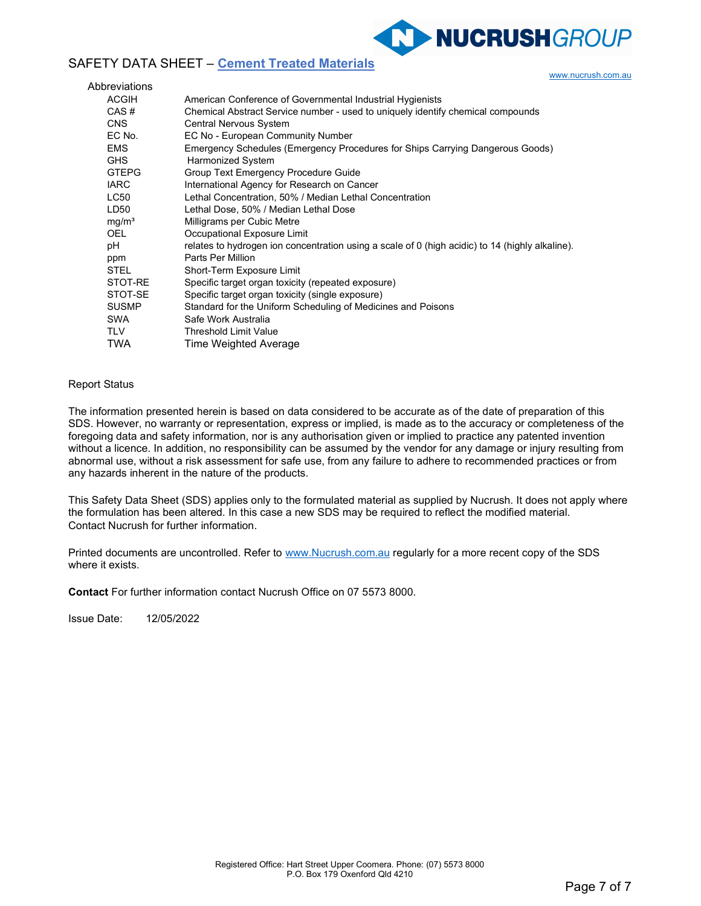### Abbreviations

| | |
|---|---|
| ACGIH | American Conference of Governmental Industrial Hygienists |
| CAS # | Chemical Abstract Service number - used to uniquely identify chemical compounds |
| CNS | Central Nervous System |
| EC No. | EC No - European Community Number |
| EMS | Emergency Schedules (Emergency Procedures for Ships Carrying Dangerous Goods) |
| GHS | Harmonized System |
| GTEPG | Group Text Emergency Procedure Guide |
| IARC | International Agency for Research on Cancer |
| LC50 | Lethal Concentration, 50% / Median Lethal Concentration |
| LD50 | Lethal Dose, 50% / Median Lethal Dose |
| mg/m³ | Milligrams per Cubic Metre |
| OEL | Occupational Exposure Limit |
| pH | relates to hydrogen ion concentration using a scale of 0 (high acidic) to 14 (highly alkaline). |
| ppm | Parts Per Million |
| STEL | Short-Term Exposure Limit |
| STOT-RE | Specific target organ toxicity (repeated exposure) |
| STOT-SE | Specific target organ toxicity (single exposure) |
| SUSMP | Standard for the Uniform Scheduling of Medicines and Poisons |
| SWA | Safe Work Australia |
| TLV | Threshold Limit Value |
| TWA | Time Weighted Average |

### Report Status

The information presented herein is based on data considered to be accurate as of the date of preparation of this SDS. However, no warranty or representation, express or implied, is made as to the accuracy or completeness of the foregoing data and safety information, nor is any authorisation given or implied to practice any patented invention without a licence. In addition, no responsibility can be assumed by the vendor for any damage or injury resulting from abnormal use, without a risk assessment for safe use, from any failure to adhere to recommended practices or from any hazards inherent in the nature of the products.

This Safety Data Sheet (SDS) applies only to the formulated material as supplied by Nucrush. It does not apply where the formulation has been altered. In this case a new SDS may be required to reflect the modified material. Contact Nucrush for further information.

Printed documents are uncontrolled. Refer to www.Nucrush.com.au regularly for a more recent copy of the SDS where it exists.

**Contact** For further information contact Nucrush Office on 07 5573 8000.

Issue Date: 12/05/2022